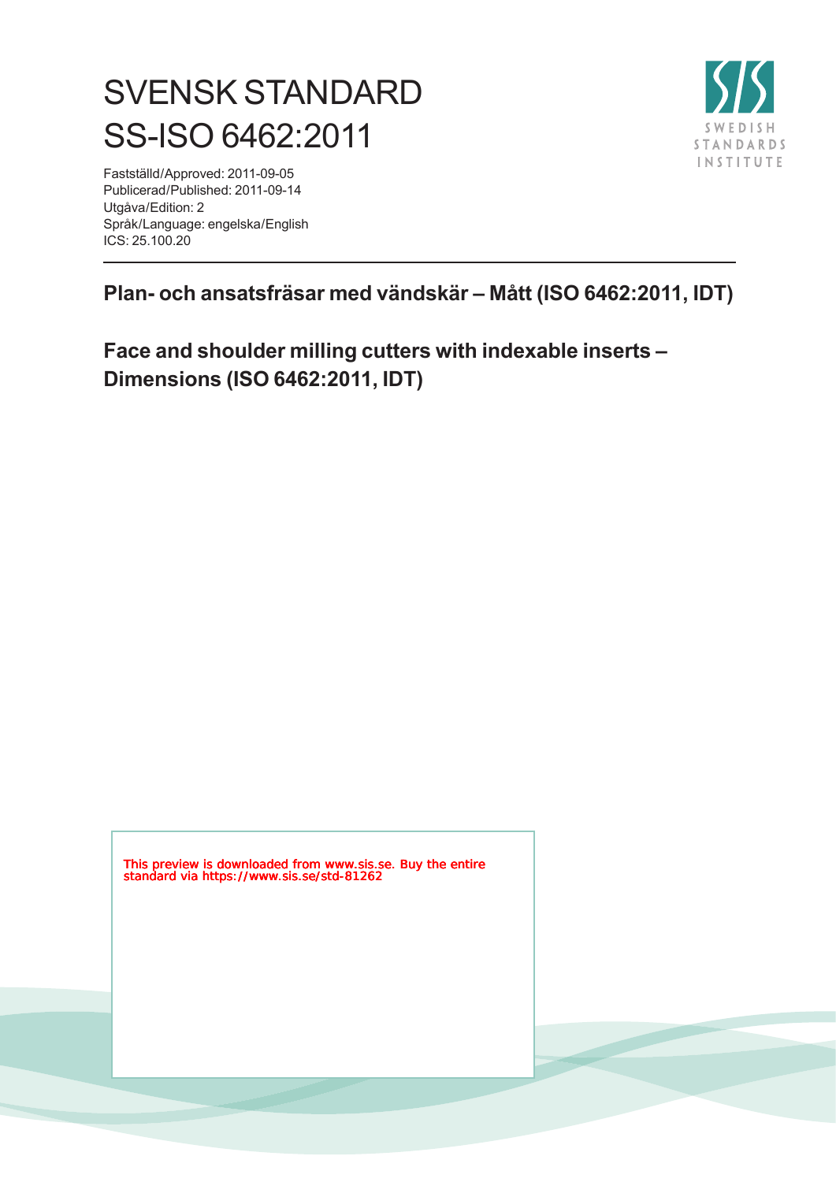# SVENSK STANDARD
# SS-ISO 6462:2011

Fastställd/Approved: 2011-09-05
Publicerad/Published: 2011-09-14
Utgåva/Edition: 2
Språk/Language: engelska/English
ICS: 25.100.20

SWEDISH STANDARDS INSTITUTE

## Plan- och ansatsfräsar med vändskär – Mått (ISO 6462:2011, IDT)

## Face and shoulder milling cutters with indexable inserts – Dimensions (ISO 6462:2011, IDT)

This preview is downloaded from www.sis.se. Buy the entire standard via https://www.sis.se/std-81262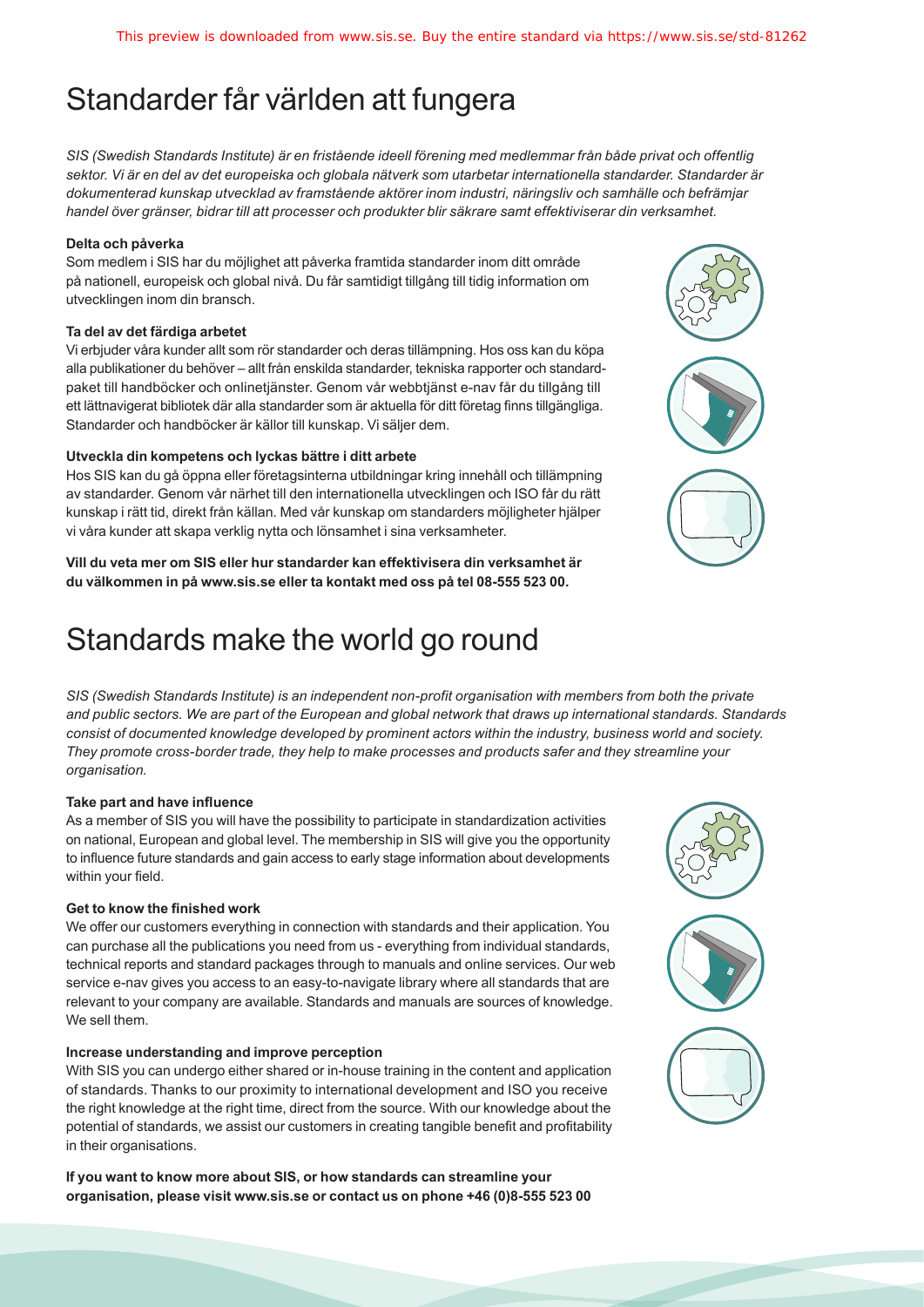# Standarder får världen att fungera

*SIS (Swedish Standards Institute) är en fristående ideell förening med medlemmar från både privat och offentlig sektor. Vi är en del av det europeiska och globala nätverk som utarbetar internationella standarder. Standarder är dokumenterad kunskap utvecklad av framstående aktörer inom industri, näringsliv och samhälle och befrämjar handel över gränser, bidrar till att processer och produkter blir säkrare samt effektiviserar din verksamhet.*

**Delta och påverka**

Som medlem i SIS har du möjlighet att påverka framtida standarder inom ditt område på nationell, europeisk och global nivå. Du får samtidigt tillgång till tidig information om utvecklingen inom din bransch.

**Ta del av det färdiga arbetet**

Vi erbjuder våra kunder allt som rör standarder och deras tillämpning. Hos oss kan du köpa alla publikationer du behöver – allt från enskilda standarder, tekniska rapporter och standardpaket till handböcker och onlinetjänster. Genom vår webbtjänst e-nav får du tillgång till ett lättnavigerat bibliotek där alla standarder som är aktuella för ditt företag finns tillgängliga. Standarder och handböcker är källor till kunskap. Vi säljer dem.

**Utveckla din kompetens och lyckas bättre i ditt arbete**

Hos SIS kan du gå öppna eller företagsinterna utbildningar kring innehåll och tillämpning av standarder. Genom vår närhet till den internationella utvecklingen och ISO får du rätt kunskap i rätt tid, direkt från källan. Med vår kunskap om standarders möjligheter hjälper vi våra kunder att skapa verklig nytta och lönsamhet i sina verksamheter.

**Vill du veta mer om SIS eller hur standarder kan effektivisera din verksamhet är du välkommen in på www.sis.se eller ta kontakt med oss på tel 08-555 523 00.**

# Standards make the world go round

*SIS (Swedish Standards Institute) is an independent non-profit organisation with members from both the private and public sectors. We are part of the European and global network that draws up international standards. Standards consist of documented knowledge developed by prominent actors within the industry, business world and society. They promote cross-border trade, they help to make processes and products safer and they streamline your organisation.*

**Take part and have influence**

As a member of SIS you will have the possibility to participate in standardization activities on national, European and global level. The membership in SIS will give you the opportunity to influence future standards and gain access to early stage information about developments within your field.

**Get to know the finished work**

We offer our customers everything in connection with standards and their application. You can purchase all the publications you need from us - everything from individual standards, technical reports and standard packages through to manuals and online services. Our web service e-nav gives you access to an easy-to-navigate library where all standards that are relevant to your company are available. Standards and manuals are sources of knowledge. We sell them.

**Increase understanding and improve perception**

With SIS you can undergo either shared or in-house training in the content and application of standards. Thanks to our proximity to international development and ISO you receive the right knowledge at the right time, direct from the source. With our knowledge about the potential of standards, we assist our customers in creating tangible benefit and profitability in their organisations.

**If you want to know more about SIS, or how standards can streamline your organisation, please visit www.sis.se or contact us on phone +46 (0)8-555 523 00**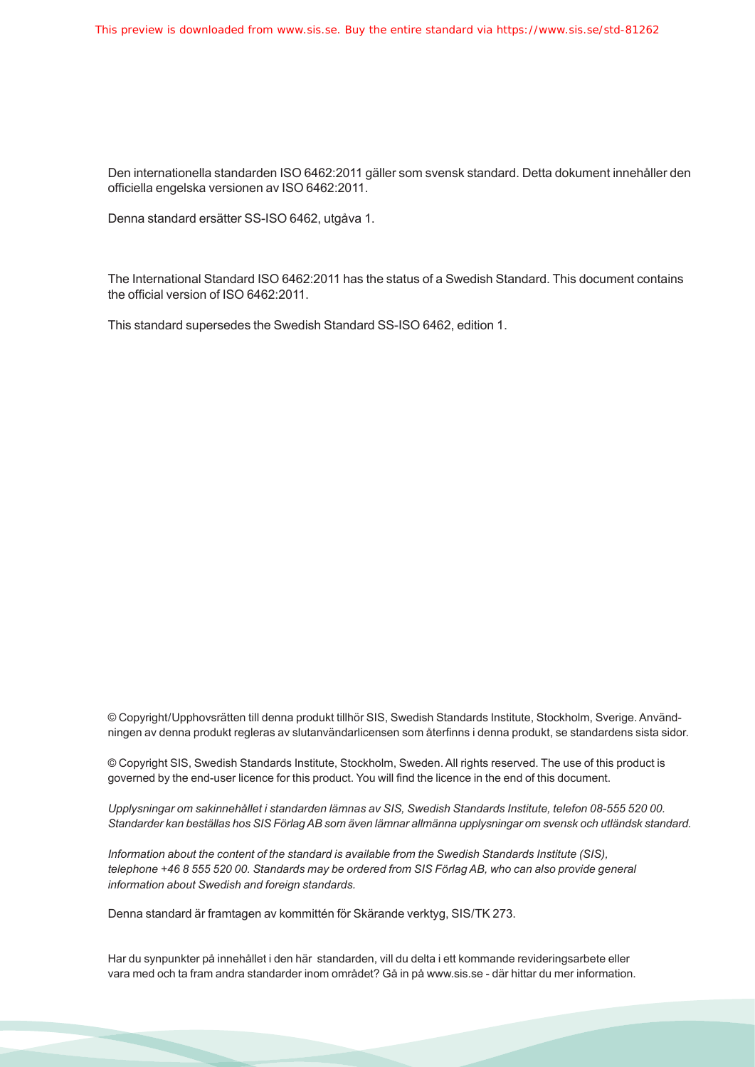Den internationella standarden ISO 6462:2011 gäller som svensk standard. Detta dokument innehåller den officiella engelska versionen av ISO 6462:2011.

Denna standard ersätter SS-ISO 6462, utgåva 1.

The International Standard ISO 6462:2011 has the status of a Swedish Standard. This document contains the official version of ISO 6462:2011.

This standard supersedes the Swedish Standard SS-ISO 6462, edition 1.

© Copyright/Upphovsrätten till denna produkt tillhör SIS, Swedish Standards Institute, Stockholm, Sverige. Användningen av denna produkt regleras av slutanvändarlicensen som återfinns i denna produkt, se standardens sista sidor.

© Copyright SIS, Swedish Standards Institute, Stockholm, Sweden. All rights reserved. The use of this product is governed by the end-user licence for this product. You will find the licence in the end of this document.

*Upplysningar om sakinnehållet i standarden lämnas av SIS, Swedish Standards Institute, telefon 08-555 520 00. Standarder kan beställas hos SIS Förlag AB som även lämnar allmänna upplysningar om svensk och utländsk standard.*

*Information about the content of the standard is available from the Swedish Standards Institute (SIS), telephone +46 8 555 520 00. Standards may be ordered from SIS Förlag AB, who can also provide general information about Swedish and foreign standards.*

Denna standard är framtagen av kommittén för Skärande verktyg, SIS/TK 273.

Har du synpunkter på innehållet i den här standarden, vill du delta i ett kommande revideringsarbete eller vara med och ta fram andra standarder inom området? Gå in på www.sis.se - där hittar du mer information.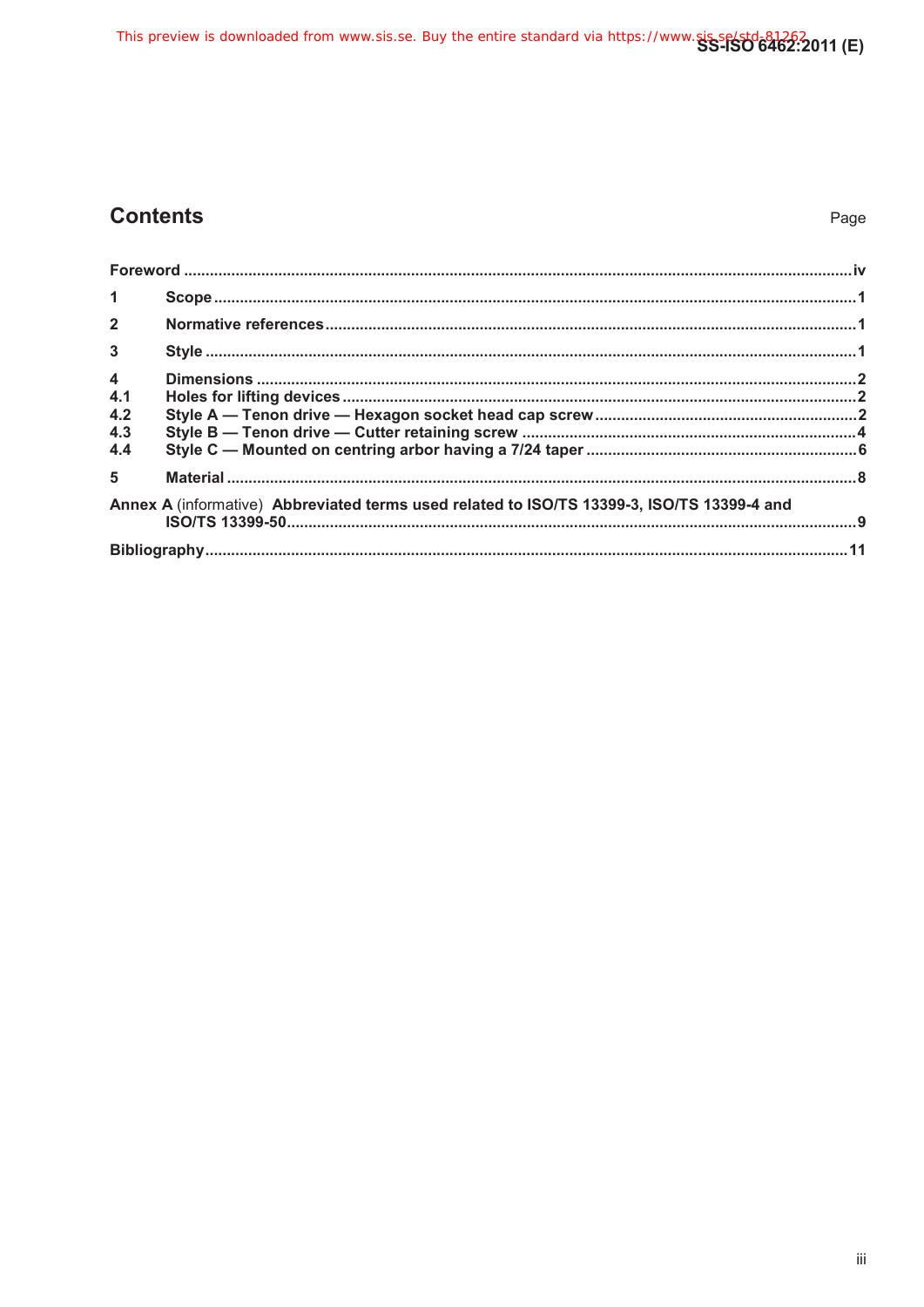# Contents

Page

Foreword ..... iv

1 Scope ..... 1

2 Normative references ..... 1

3 Style ..... 1

4 Dimensions ..... 2

4.1 Holes for lifting devices ..... 2

4.2 Style A — Tenon drive — Hexagon socket head cap screw ..... 2

4.3 Style B — Tenon drive — Cutter retaining screw ..... 4

4.4 Style C — Mounted on centring arbor having a 7/24 taper ..... 6

5 Material ..... 8

Annex A (informative) Abbreviated terms used related to ISO/TS 13399-3, ISO/TS 13399-4 and ISO/TS 13399-50 ..... 9

Bibliography ..... 11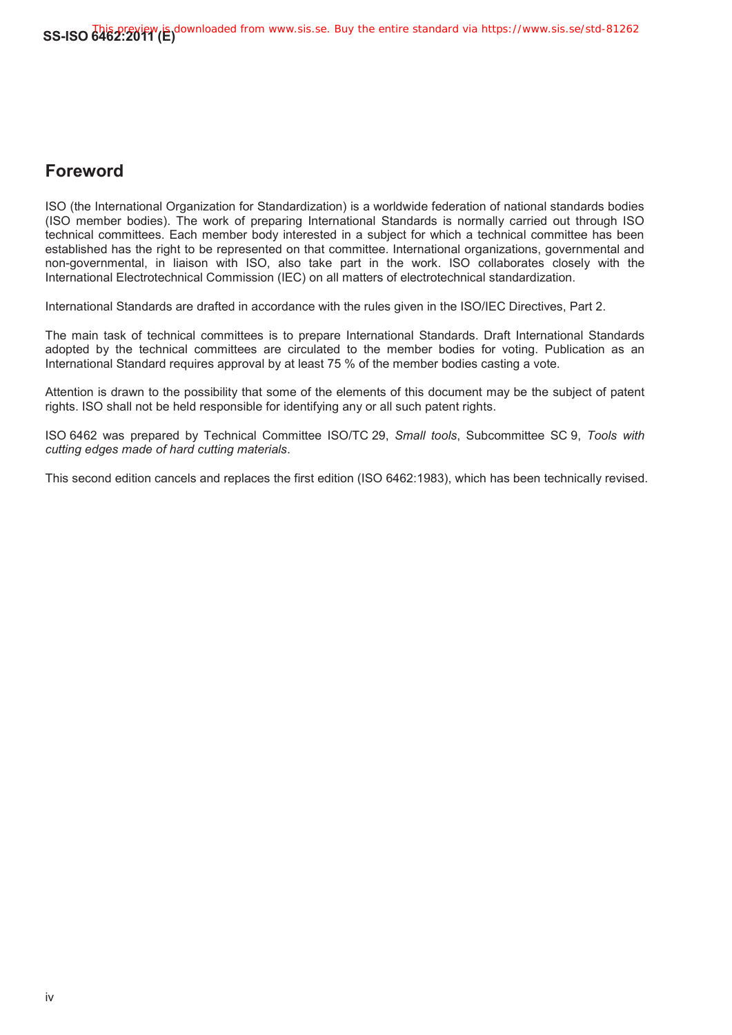## Foreword

ISO (the International Organization for Standardization) is a worldwide federation of national standards bodies (ISO member bodies). The work of preparing International Standards is normally carried out through ISO technical committees. Each member body interested in a subject for which a technical committee has been established has the right to be represented on that committee. International organizations, governmental and non-governmental, in liaison with ISO, also take part in the work. ISO collaborates closely with the International Electrotechnical Commission (IEC) on all matters of electrotechnical standardization.

International Standards are drafted in accordance with the rules given in the ISO/IEC Directives, Part 2.

The main task of technical committees is to prepare International Standards. Draft International Standards adopted by the technical committees are circulated to the member bodies for voting. Publication as an International Standard requires approval by at least 75 % of the member bodies casting a vote.

Attention is drawn to the possibility that some of the elements of this document may be the subject of patent rights. ISO shall not be held responsible for identifying any or all such patent rights.

ISO 6462 was prepared by Technical Committee ISO/TC 29, *Small tools*, Subcommittee SC 9, *Tools with cutting edges made of hard cutting materials*.

This second edition cancels and replaces the first edition (ISO 6462:1983), which has been technically revised.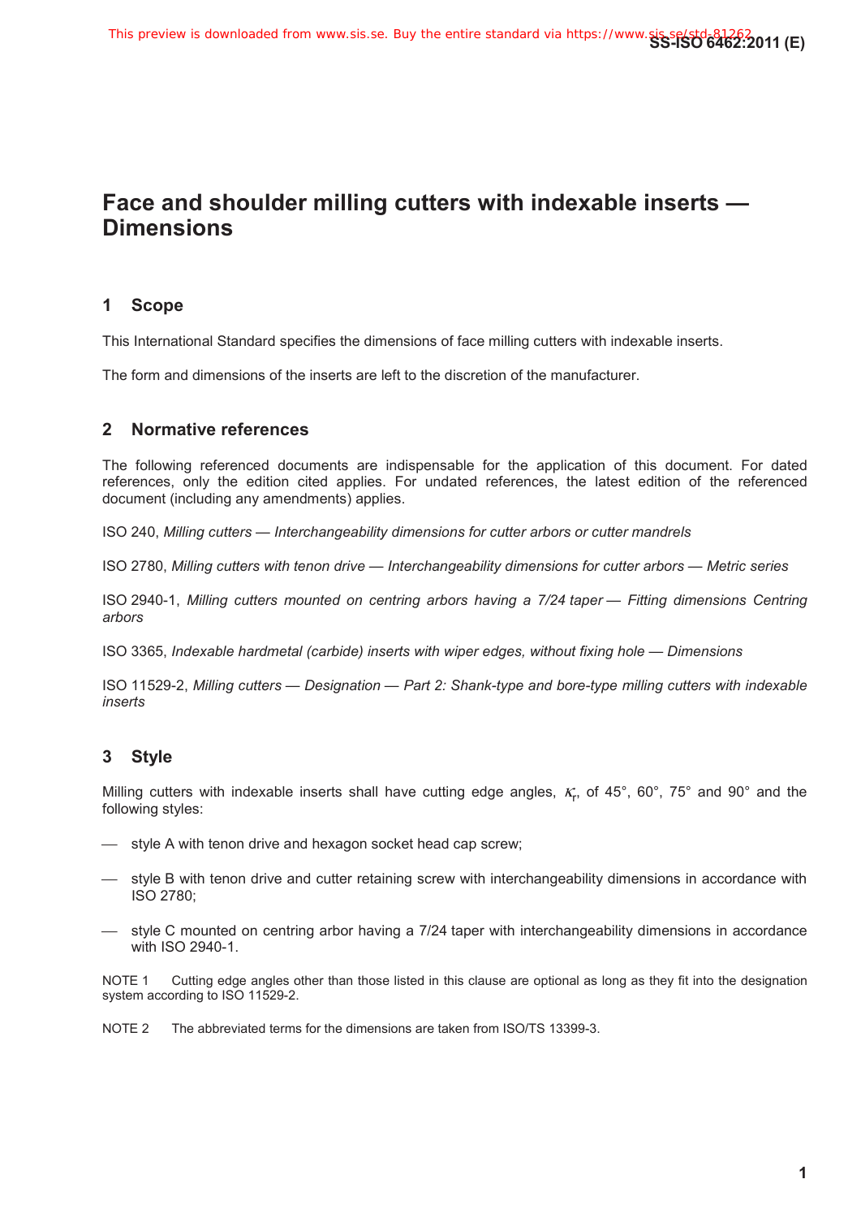# Face and shoulder milling cutters with indexable inserts — Dimensions

## 1 Scope

This International Standard specifies the dimensions of face milling cutters with indexable inserts.

The form and dimensions of the inserts are left to the discretion of the manufacturer.

## 2 Normative references

The following referenced documents are indispensable for the application of this document. For dated references, only the edition cited applies. For undated references, the latest edition of the referenced document (including any amendments) applies.

ISO 240, *Milling cutters — Interchangeability dimensions for cutter arbors or cutter mandrels*

ISO 2780, *Milling cutters with tenon drive — Interchangeability dimensions for cutter arbors — Metric series*

ISO 2940-1, *Milling cutters mounted on centring arbors having a 7/24 taper — Fitting dimensions Centring arbors*

ISO 3365, *Indexable hardmetal (carbide) inserts with wiper edges, without fixing hole — Dimensions*

ISO 11529-2, *Milling cutters — Designation — Part 2: Shank-type and bore-type milling cutters with indexable inserts*

## 3 Style

Milling cutters with indexable inserts shall have cutting edge angles, $\kappa_r$, of 45°, 60°, 75° and 90° and the following styles:

- style A with tenon drive and hexagon socket head cap screw;
- style B with tenon drive and cutter retaining screw with interchangeability dimensions in accordance with ISO 2780;
- style C mounted on centring arbor having a 7/24 taper with interchangeability dimensions in accordance with ISO 2940-1.

NOTE 1 Cutting edge angles other than those listed in this clause are optional as long as they fit into the designation system according to ISO 11529-2.

NOTE 2 The abbreviated terms for the dimensions are taken from ISO/TS 13399-3.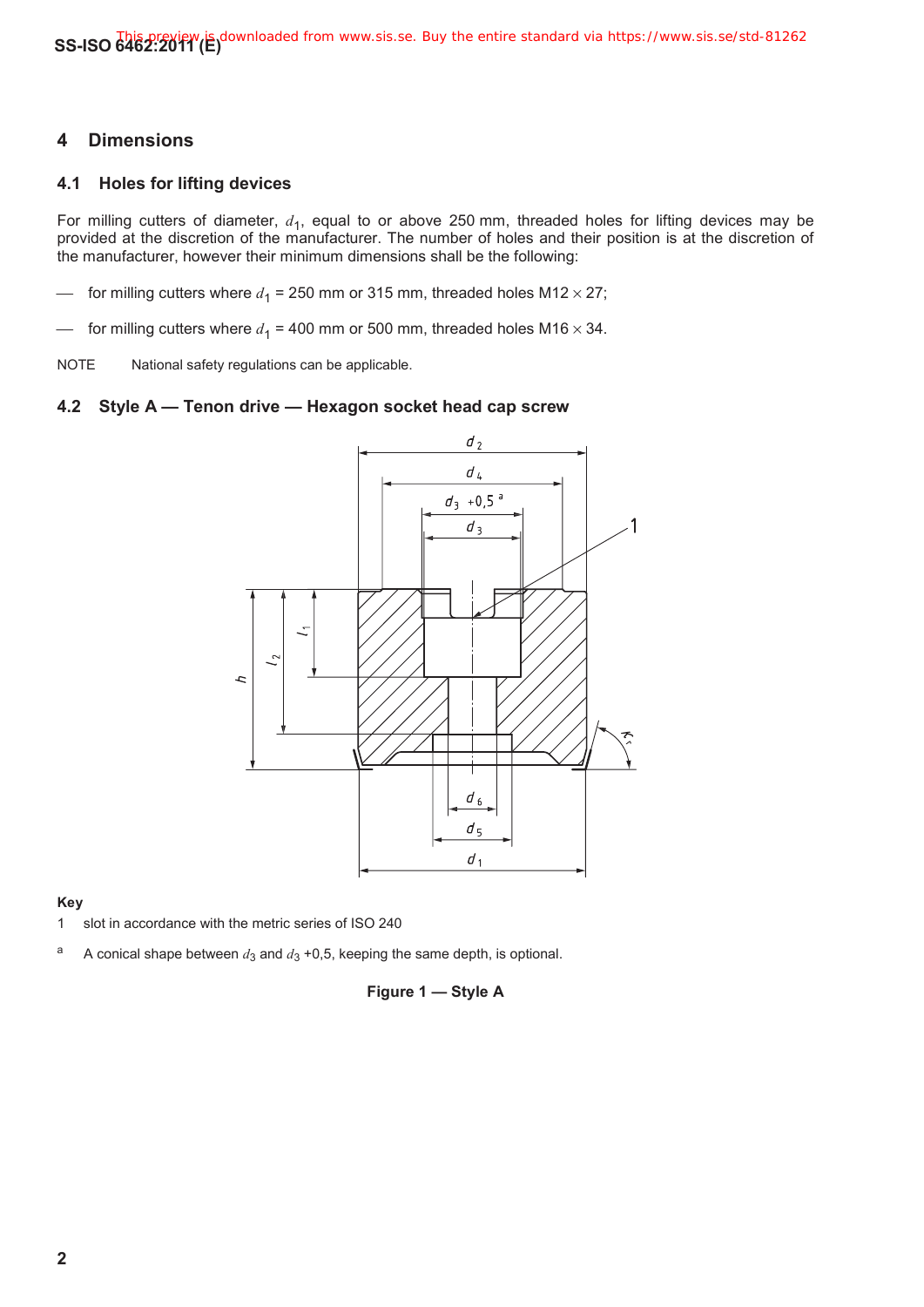## 4 Dimensions

### 4.1 Holes for lifting devices

For milling cutters of diameter, $d_1$, equal to or above 250 mm, threaded holes for lifting devices may be provided at the discretion of the manufacturer. The number of holes and their position is at the discretion of the manufacturer, however their minimum dimensions shall be the following:

— for milling cutters where $d_1$ = 250 mm or 315 mm, threaded holes M12 × 27;

— for milling cutters where $d_1$ = 400 mm or 500 mm, threaded holes M16 × 34.

NOTE National safety regulations can be applicable.

### 4.2 Style A — Tenon drive — Hexagon socket head cap screw

**Key**

1 slot in accordance with the metric series of ISO 240

[a] A conical shape between $d_3$ and $d_3$ +0,5, keeping the same depth, is optional.

**Figure 1 — Style A**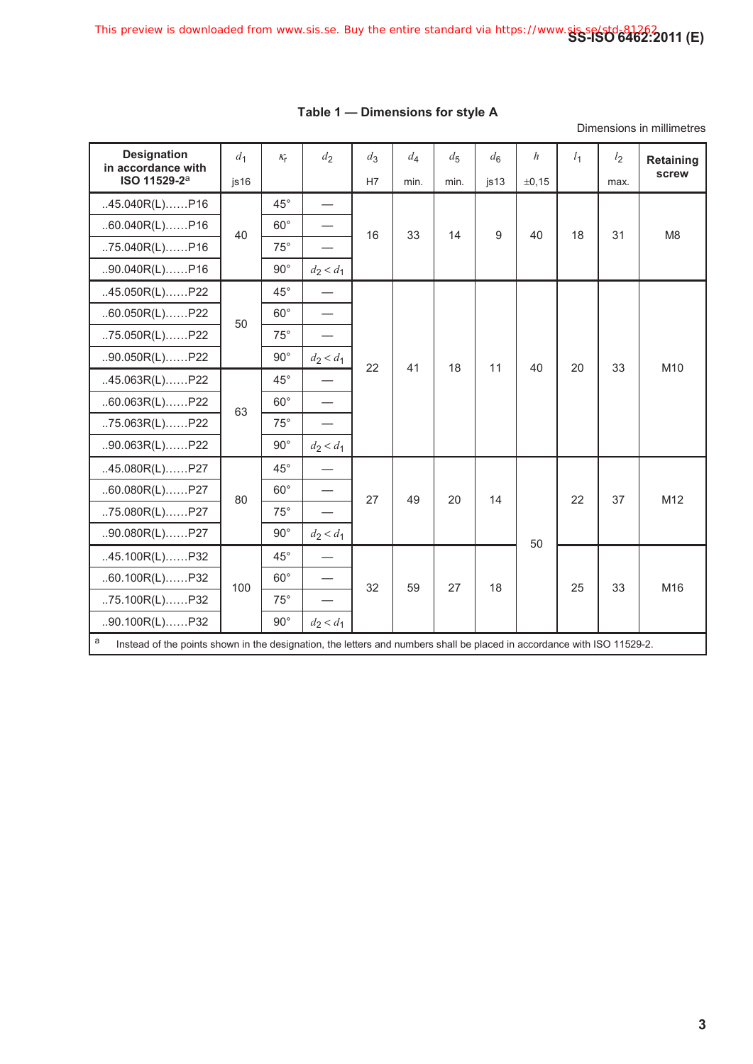## Table 1 — Dimensions for style A

Dimensions in millimetres

| Designation in accordance with ISO 11529-2[a] | $d_1$ js16 | $\kappa_r$ | $d_2$ | $d_3$ H7 | $d_4$ min. | $d_5$ min. | $d_6$ js13 | $h$ ±0,15 | $l_1$ | $l_2$ max. | Retaining screw |
|---|---|---|---|---|---|---|---|---|---|---|---|
| ..45.040R(L)……P16 | 40 | 45° | — | 16 | 33 | 14 | 9 | 40 | 18 | 31 | M8 |
| ..60.040R(L)……P16 | | 60° | — | | | | | | | | |
| ..75.040R(L)……P16 | | 75° | — | | | | | | | | |
| ..90.040R(L)……P16 | | 90° | $d_2 < d_1$ | | | | | | | | |
| ..45.050R(L)……P22 | 50 | 45° | — | 22 | 41 | 18 | 11 | 40 | 20 | 33 | M10 |
| ..60.050R(L)……P22 | | 60° | — | | | | | | | | |
| ..75.050R(L)……P22 | | 75° | — | | | | | | | | |
| ..90.050R(L)……P22 | | 90° | $d_2 < d_1$ | | | | | | | | |
| ..45.063R(L)……P22 | 63 | 45° | — | | | | | | | | |
| ..60.063R(L)……P22 | | 60° | — | | | | | | | | |
| ..75.063R(L)……P22 | | 75° | — | | | | | | | | |
| ..90.063R(L)……P22 | | 90° | $d_2 < d_1$ | | | | | | | | |
| ..45.080R(L)……P27 | 80 | 45° | — | 27 | 49 | 20 | 14 | 50 | 22 | 37 | M12 |
| ..60.080R(L)……P27 | | 60° | — | | | | | | | | |
| ..75.080R(L)……P27 | | 75° | — | | | | | | | | |
| ..90.080R(L)……P27 | | 90° | $d_2 < d_1$ | | | | | | | | |
| ..45.100R(L)……P32 | 100 | 45° | — | 32 | 59 | 27 | 18 | | 25 | 33 | M16 |
| ..60.100R(L)……P32 | | 60° | — | | | | | | | | |
| ..75.100R(L)……P32 | | 75° | — | | | | | | | | |
| ..90.100R(L)……P32 | | 90° | $d_2 < d_1$ | | | | | | | | |

[a] Instead of the points shown in the designation, the letters and numbers shall be placed in accordance with ISO 11529-2.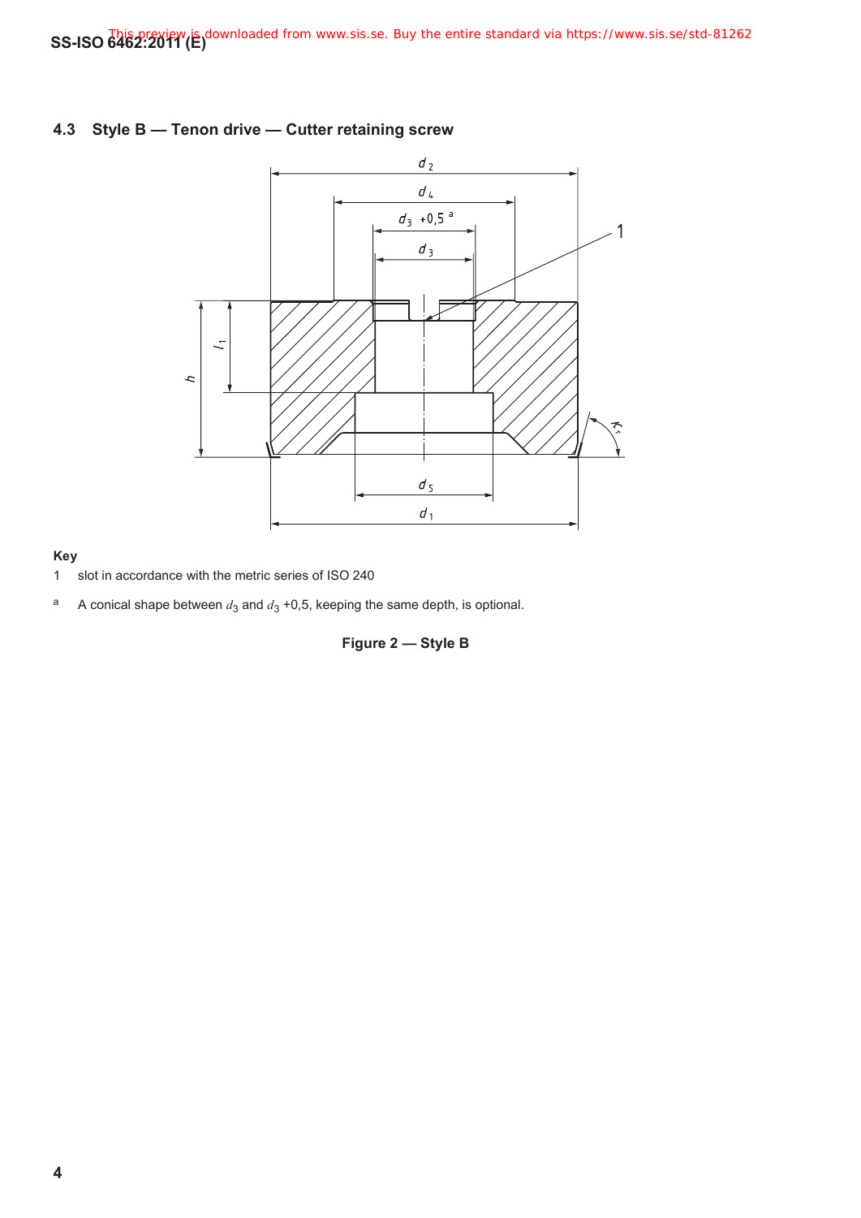### 4.3 Style B — Tenon drive — Cutter retaining screw

**Key**

1 slot in accordance with the metric series of ISO 240

a A conical shape between $d_3$ and $d_3$ +0,5, keeping the same depth, is optional.

**Figure 2 — Style B**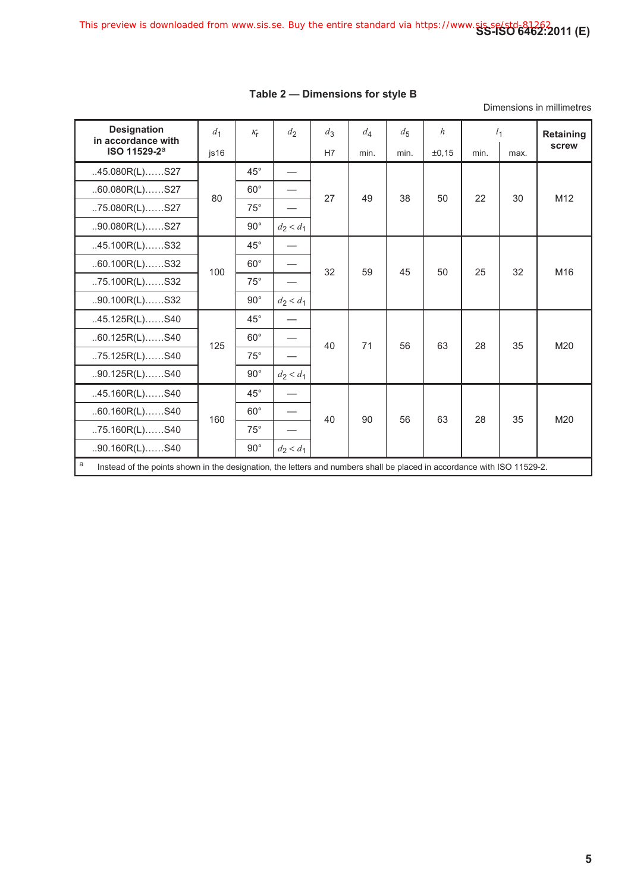**Table 2 — Dimensions for style B**

Dimensions in millimetres

| Designation in accordance with ISO 11529-2[a] | $d_1$ | $\kappa_r$ | $d_2$ | $d_3$ | $d_4$ | $d_5$ | $h$ | $l_1$ | | Retaining screw |
|---|---|---|---|---|---|---|---|---|---|---|
| | js16 | | | H7 | min. | min. | ±0,15 | min. | max. | |
| ..45.080R(L)……S27 | 80 | 45° | — | 27 | 49 | 38 | 50 | 22 | 30 | M12 |
| ..60.080R(L)……S27 | | 60° | — | | | | | | | |
| ..75.080R(L)……S27 | | 75° | — | | | | | | | |
| ..90.080R(L)……S27 | | 90° | $d_2 < d_1$ | | | | | | | |
| ..45.100R(L)……S32 | 100 | 45° | — | 32 | 59 | 45 | 50 | 25 | 32 | M16 |
| ..60.100R(L)……S32 | | 60° | — | | | | | | | |
| ..75.100R(L)……S32 | | 75° | — | | | | | | | |
| ..90.100R(L)……S32 | | 90° | $d_2 < d_1$ | | | | | | | |
| ..45.125R(L)……S40 | 125 | 45° | — | 40 | 71 | 56 | 63 | 28 | 35 | M20 |
| ..60.125R(L)……S40 | | 60° | — | | | | | | | |
| ..75.125R(L)……S40 | | 75° | — | | | | | | | |
| ..90.125R(L)……S40 | | 90° | $d_2 < d_1$ | | | | | | | |
| ..45.160R(L)……S40 | 160 | 45° | — | 40 | 90 | 56 | 63 | 28 | 35 | M20 |
| ..60.160R(L)……S40 | | 60° | — | | | | | | | |
| ..75.160R(L)……S40 | | 75° | — | | | | | | | |
| ..90.160R(L)……S40 | | 90° | $d_2 < d_1$ | | | | | | | |

[a] Instead of the points shown in the designation, the letters and numbers shall be placed in accordance with ISO 11529-2.